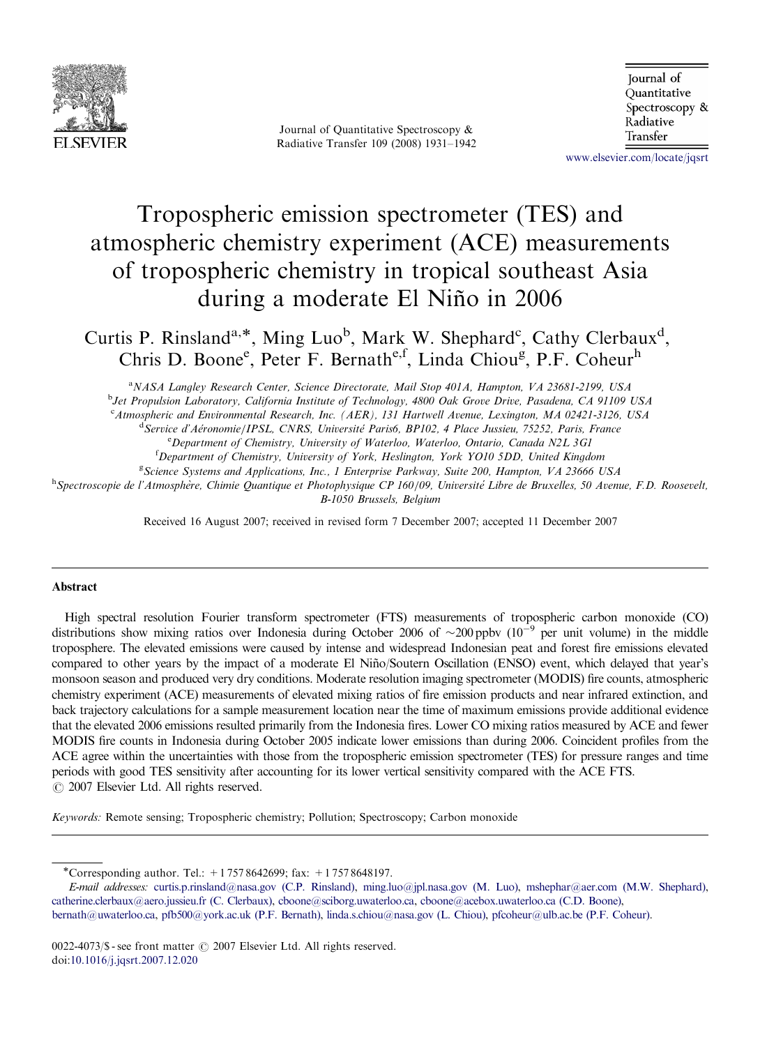# Tropospheric emission spectrometer (TES) and atmospheric chemistry experiment (ACE) measurements of tropospheric chemistry in tropical southeast Asia during a moderate El Niño in 2006

Curtis P. Rinsland[a,*], Ming Luo[b], Mark W. Shephard[c], Cathy Clerbaux[d], Chris D. Boone[e], Peter F. Bernath[e,f], Linda Chiou[g], P.F. Coheur[h]

[a]NASA Langley Research Center, Science Directorate, Mail Stop 401A, Hampton, VA 23681-2199, USA

[b]Jet Propulsion Laboratory, California Institute of Technology, 4800 Oak Grove Drive, Pasadena, CA 91109 USA

[c]Atmospheric and Environmental Research, Inc. (AER), 131 Hartwell Avenue, Lexington, MA 02421-3126, USA

[d]Service d'Aéronomie/IPSL, CNRS, Université Paris6, BP102, 4 Place Jussieu, 75252, Paris, France

[e]Department of Chemistry, University of Waterloo, Waterloo, Ontario, Canada N2L 3G1

[f]Department of Chemistry, University of York, Heslington, York YO10 5DD, United Kingdom

[g]Science Systems and Applications, Inc., 1 Enterprise Parkway, Suite 200, Hampton, VA 23666 USA

[h]Spectroscopie de l'Atmosphère, Chimie Quantique et Photophysique CP 160/09, Université Libre de Bruxelles, 50 Avenue, F.D. Roosevelt, B-1050 Brussels, Belgium

Received 16 August 2007; received in revised form 7 December 2007; accepted 11 December 2007

## Abstract

High spectral resolution Fourier transform spectrometer (FTS) measurements of tropospheric carbon monoxide (CO) distributions show mixing ratios over Indonesia during October 2006 of ~200 ppbv ($10^{-9}$ per unit volume) in the middle troposphere. The elevated emissions were caused by intense and widespread Indonesian peat and forest fire emissions elevated compared to other years by the impact of a moderate El Niño/Soutern Oscillation (ENSO) event, which delayed that year's monsoon season and produced very dry conditions. Moderate resolution imaging spectrometer (MODIS) fire counts, atmospheric chemistry experiment (ACE) measurements of elevated mixing ratios of fire emission products and near infrared extinction, and back trajectory calculations for a sample measurement location near the time of maximum emissions provide additional evidence that the elevated 2006 emissions resulted primarily from the Indonesia fires. Lower CO mixing ratios measured by ACE and fewer MODIS fire counts in Indonesia during October 2005 indicate lower emissions than during 2006. Coincident profiles from the ACE agree within the uncertainties with those from the tropospheric emission spectrometer (TES) for pressure ranges and time periods with good TES sensitivity after accounting for its lower vertical sensitivity compared with the ACE FTS.

© 2007 Elsevier Ltd. All rights reserved.

*Keywords:* Remote sensing; Tropospheric chemistry; Pollution; Spectroscopy; Carbon monoxide

---

*Corresponding author. Tel.: +1 757 8642699; fax: +1 757 8648197.

*E-mail addresses:* curtis.p.rinsland@nasa.gov (C.P. Rinsland), ming.luo@jpl.nasa.gov (M. Luo), mshephar@aer.com (M.W. Shephard), catherine.clerbaux@aero.jussieu.fr (C. Clerbaux), cboone@sciborg.uwaterloo.ca, cboone@acebox.uwaterloo.ca (C.D. Boone), bernath@uwaterloo.ca, pfb500@york.ac.uk (P.F. Bernath), linda.s.chiou@nasa.gov (L. Chiou), pfcoheur@ulb.ac.be (P.F. Coheur).

0022-4073/$ - see front matter © 2007 Elsevier Ltd. All rights reserved.
doi:10.1016/j.jqsrt.2007.12.020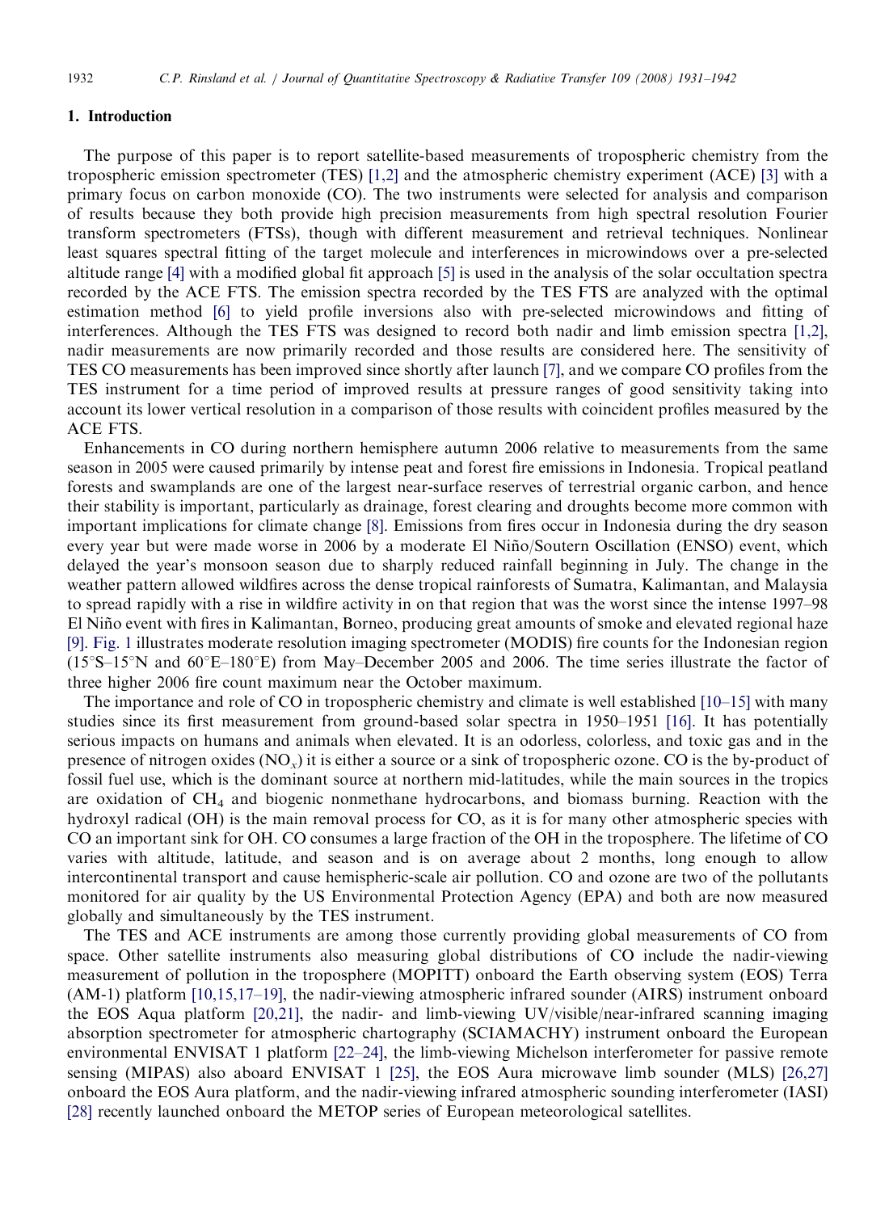## 1. Introduction

The purpose of this paper is to report satellite-based measurements of tropospheric chemistry from the tropospheric emission spectrometer (TES) [1,2] and the atmospheric chemistry experiment (ACE) [3] with a primary focus on carbon monoxide (CO). The two instruments were selected for analysis and comparison of results because they both provide high precision measurements from high spectral resolution Fourier transform spectrometers (FTSs), though with different measurement and retrieval techniques. Nonlinear least squares spectral fitting of the target molecule and interferences in microwindows over a pre-selected altitude range [4] with a modified global fit approach [5] is used in the analysis of the solar occultation spectra recorded by the ACE FTS. The emission spectra recorded by the TES FTS are analyzed with the optimal estimation method [6] to yield profile inversions also with pre-selected microwindows and fitting of interferences. Although the TES FTS was designed to record both nadir and limb emission spectra [1,2], nadir measurements are now primarily recorded and those results are considered here. The sensitivity of TES CO measurements has been improved since shortly after launch [7], and we compare CO profiles from the TES instrument for a time period of improved results at pressure ranges of good sensitivity taking into account its lower vertical resolution in a comparison of those results with coincident profiles measured by the ACE FTS.

Enhancements in CO during northern hemisphere autumn 2006 relative to measurements from the same season in 2005 were caused primarily by intense peat and forest fire emissions in Indonesia. Tropical peatland forests and swamplands are one of the largest near-surface reserves of terrestrial organic carbon, and hence their stability is important, particularly as drainage, forest clearing and droughts become more common with important implications for climate change [8]. Emissions from fires occur in Indonesia during the dry season every year but were made worse in 2006 by a moderate El Niño/Soutern Oscillation (ENSO) event, which delayed the year's monsoon season due to sharply reduced rainfall beginning in July. The change in the weather pattern allowed wildfires across the dense tropical rainforests of Sumatra, Kalimantan, and Malaysia to spread rapidly with a rise in wildfire activity in on that region that was the worst since the intense 1997–98 El Niño event with fires in Kalimantan, Borneo, producing great amounts of smoke and elevated regional haze [9]. Fig. 1 illustrates moderate resolution imaging spectrometer (MODIS) fire counts for the Indonesian region (15°S–15°N and 60°E–180°E) from May–December 2005 and 2006. The time series illustrate the factor of three higher 2006 fire count maximum near the October maximum.

The importance and role of CO in tropospheric chemistry and climate is well established [10–15] with many studies since its first measurement from ground-based solar spectra in 1950–1951 [16]. It has potentially serious impacts on humans and animals when elevated. It is an odorless, colorless, and toxic gas and in the presence of nitrogen oxides ($NO_x$) it is either a source or a sink of tropospheric ozone. CO is the by-product of fossil fuel use, which is the dominant source at northern mid-latitudes, while the main sources in the tropics are oxidation of $CH_4$ and biogenic nonmethane hydrocarbons, and biomass burning. Reaction with the hydroxyl radical (OH) is the main removal process for CO, as it is for many other atmospheric species with CO an important sink for OH. CO consumes a large fraction of the OH in the troposphere. The lifetime of CO varies with altitude, latitude, and season and is on average about 2 months, long enough to allow intercontinental transport and cause hemispheric-scale air pollution. CO and ozone are two of the pollutants monitored for air quality by the US Environmental Protection Agency (EPA) and both are now measured globally and simultaneously by the TES instrument.

The TES and ACE instruments are among those currently providing global measurements of CO from space. Other satellite instruments also measuring global distributions of CO include the nadir-viewing measurement of pollution in the troposphere (MOPITT) onboard the Earth observing system (EOS) Terra (AM-1) platform [10,15,17–19], the nadir-viewing atmospheric infrared sounder (AIRS) instrument onboard the EOS Aqua platform [20,21], the nadir- and limb-viewing UV/visible/near-infrared scanning imaging absorption spectrometer for atmospheric chartography (SCIAMACHY) instrument onboard the European environmental ENVISAT 1 platform [22–24], the limb-viewing Michelson interferometer for passive remote sensing (MIPAS) also aboard ENVISAT 1 [25], the EOS Aura microwave limb sounder (MLS) [26,27] onboard the EOS Aura platform, and the nadir-viewing infrared atmospheric sounding interferometer (IASI) [28] recently launched onboard the METOP series of European meteorological satellites.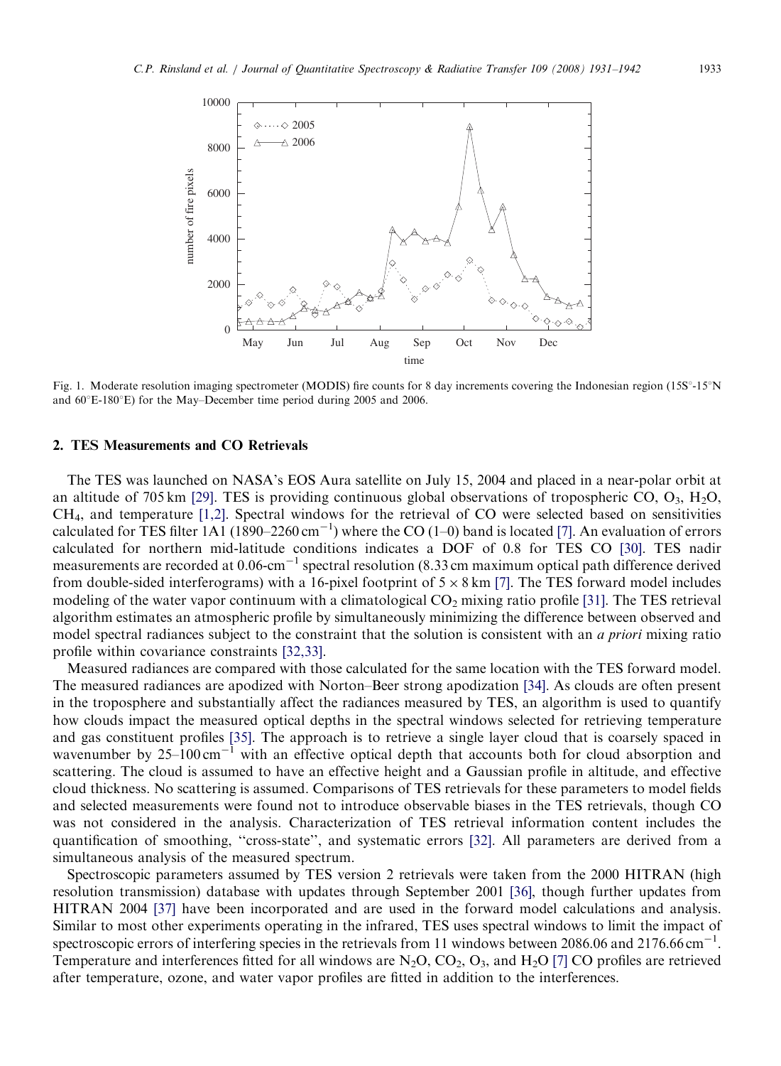Fig. 1. Moderate resolution imaging spectrometer (MODIS) fire counts for 8 day increments covering the Indonesian region (15S°-15°N and 60°E-180°E) for the May–December time period during 2005 and 2006.

## 2. TES Measurements and CO Retrievals

The TES was launched on NASA's EOS Aura satellite on July 15, 2004 and placed in a near-polar orbit at an altitude of 705 km [29]. TES is providing continuous global observations of tropospheric CO, $O_3$, $H_2O$, $CH_4$, and temperature [1,2]. Spectral windows for the retrieval of CO were selected based on sensitivities calculated for TES filter 1A1 (1890–2260 $cm^{-1}$) where the CO (1–0) band is located [7]. An evaluation of errors calculated for northern mid-latitude conditions indicates a DOF of 0.8 for TES CO [30]. TES nadir measurements are recorded at 0.06-$cm^{-1}$ spectral resolution (8.33 cm maximum optical path difference derived from double-sided interferograms) with a 16-pixel footprint of $5 \times 8$ km [7]. The TES forward model includes modeling of the water vapor continuum with a climatological $CO_2$ mixing ratio profile [31]. The TES retrieval algorithm estimates an atmospheric profile by simultaneously minimizing the difference between observed and model spectral radiances subject to the constraint that the solution is consistent with an *a priori* mixing ratio profile within covariance constraints [32,33].

Measured radiances are compared with those calculated for the same location with the TES forward model. The measured radiances are apodized with Norton–Beer strong apodization [34]. As clouds are often present in the troposphere and substantially affect the radiances measured by TES, an algorithm is used to quantify how clouds impact the measured optical depths in the spectral windows selected for retrieving temperature and gas constituent profiles [35]. The approach is to retrieve a single layer cloud that is coarsely spaced in wavenumber by 25–100 $cm^{-1}$ with an effective optical depth that accounts both for cloud absorption and scattering. The cloud is assumed to have an effective height and a Gaussian profile in altitude, and effective cloud thickness. No scattering is assumed. Comparisons of TES retrievals for these parameters to model fields and selected measurements were found not to introduce observable biases in the TES retrievals, though CO was not considered in the analysis. Characterization of TES retrieval information content includes the quantification of smoothing, "cross-state", and systematic errors [32]. All parameters are derived from a simultaneous analysis of the measured spectrum.

Spectroscopic parameters assumed by TES version 2 retrievals were taken from the 2000 HITRAN (high resolution transmission) database with updates through September 2001 [36], though further updates from HITRAN 2004 [37] have been incorporated and are used in the forward model calculations and analysis. Similar to most other experiments operating in the infrared, TES uses spectral windows to limit the impact of spectroscopic errors of interfering species in the retrievals from 11 windows between 2086.06 and 2176.66 $cm^{-1}$. Temperature and interferences fitted for all windows are $N_2O$, $CO_2$, $O_3$, and $H_2O$ [7] CO profiles are retrieved after temperature, ozone, and water vapor profiles are fitted in addition to the interferences.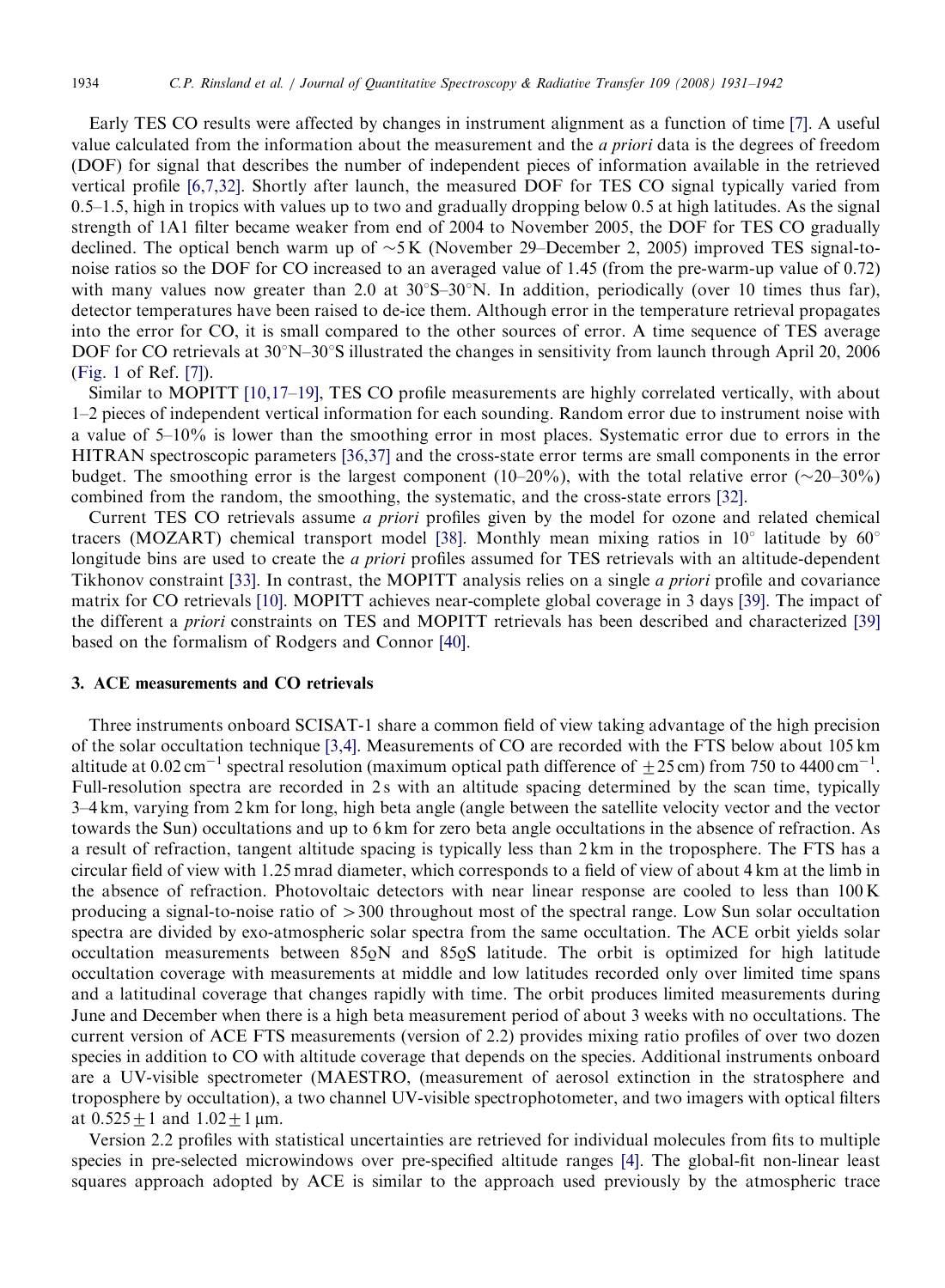Early TES CO results were affected by changes in instrument alignment as a function of time [7]. A useful value calculated from the information about the measurement and the *a priori* data is the degrees of freedom (DOF) for signal that describes the number of independent pieces of information available in the retrieved vertical profile [6,7,32]. Shortly after launch, the measured DOF for TES CO signal typically varied from 0.5–1.5, high in tropics with values up to two and gradually dropping below 0.5 at high latitudes. As the signal strength of 1A1 filter became weaker from end of 2004 to November 2005, the DOF for TES CO gradually declined. The optical bench warm up of ~5 K (November 29–December 2, 2005) improved TES signal-to-noise ratios so the DOF for CO increased to an averaged value of 1.45 (from the pre-warm-up value of 0.72) with many values now greater than 2.0 at 30°S–30°N. In addition, periodically (over 10 times thus far), detector temperatures have been raised to de-ice them. Although error in the temperature retrieval propagates into the error for CO, it is small compared to the other sources of error. A time sequence of TES average DOF for CO retrievals at 30°N–30°S illustrated the changes in sensitivity from launch through April 20, 2006 (Fig. 1 of Ref. [7]).

Similar to MOPITT [10,17–19], TES CO profile measurements are highly correlated vertically, with about 1–2 pieces of independent vertical information for each sounding. Random error due to instrument noise with a value of 5–10% is lower than the smoothing error in most places. Systematic error due to errors in the HITRAN spectroscopic parameters [36,37] and the cross-state error terms are small components in the error budget. The smoothing error is the largest component (10–20%), with the total relative error (~20–30%) combined from the random, the smoothing, the systematic, and the cross-state errors [32].

Current TES CO retrievals assume *a priori* profiles given by the model for ozone and related chemical tracers (MOZART) chemical transport model [38]. Monthly mean mixing ratios in 10° latitude by 60° longitude bins are used to create the *a priori* profiles assumed for TES retrievals with an altitude-dependent Tikhonov constraint [33]. In contrast, the MOPITT analysis relies on a single *a priori* profile and covariance matrix for CO retrievals [10]. MOPITT achieves near-complete global coverage in 3 days [39]. The impact of the different *a priori* constraints on TES and MOPITT retrievals has been described and characterized [39] based on the formalism of Rodgers and Connor [40].

## 3. ACE measurements and CO retrievals

Three instruments onboard SCISAT-1 share a common field of view taking advantage of the high precision of the solar occultation technique [3,4]. Measurements of CO are recorded with the FTS below about 105 km altitude at 0.02 $cm^{-1}$ spectral resolution (maximum optical path difference of $\pm 25$ cm) from 750 to 4400 $cm^{-1}$. Full-resolution spectra are recorded in 2 s with an altitude spacing determined by the scan time, typically 3–4 km, varying from 2 km for long, high beta angle (angle between the satellite velocity vector and the vector towards the Sun) occultations and up to 6 km for zero beta angle occultations in the absence of refraction. As a result of refraction, tangent altitude spacing is typically less than 2 km in the troposphere. The FTS has a circular field of view with 1.25 mrad diameter, which corresponds to a field of view of about 4 km at the limb in the absence of refraction. Photovoltaic detectors with near linear response are cooled to less than 100 K producing a signal-to-noise ratio of >300 throughout most of the spectral range. Low Sun solar occultation spectra are divided by exo-atmospheric solar spectra from the same occultation. The ACE orbit yields solar occultation measurements between 85°N and 85°S latitude. The orbit is optimized for high latitude occultation coverage with measurements at middle and low latitudes recorded only over limited time spans and a latitudinal coverage that changes rapidly with time. The orbit produces limited measurements during June and December when there is a high beta measurement period of about 3 weeks with no occultations. The current version of ACE FTS measurements (version of 2.2) provides mixing ratio profiles of over two dozen species in addition to CO with altitude coverage that depends on the species. Additional instruments onboard are a UV-visible spectrometer (MAESTRO, (measurement of aerosol extinction in the stratosphere and troposphere by occultation), a two channel UV-visible spectrophotometer, and two imagers with optical filters at $0.525 \pm 1$ and $1.02 \pm 1$ μm.

Version 2.2 profiles with statistical uncertainties are retrieved for individual molecules from fits to multiple species in pre-selected microwindows over pre-specified altitude ranges [4]. The global-fit non-linear least squares approach adopted by ACE is similar to the approach used previously by the atmospheric trace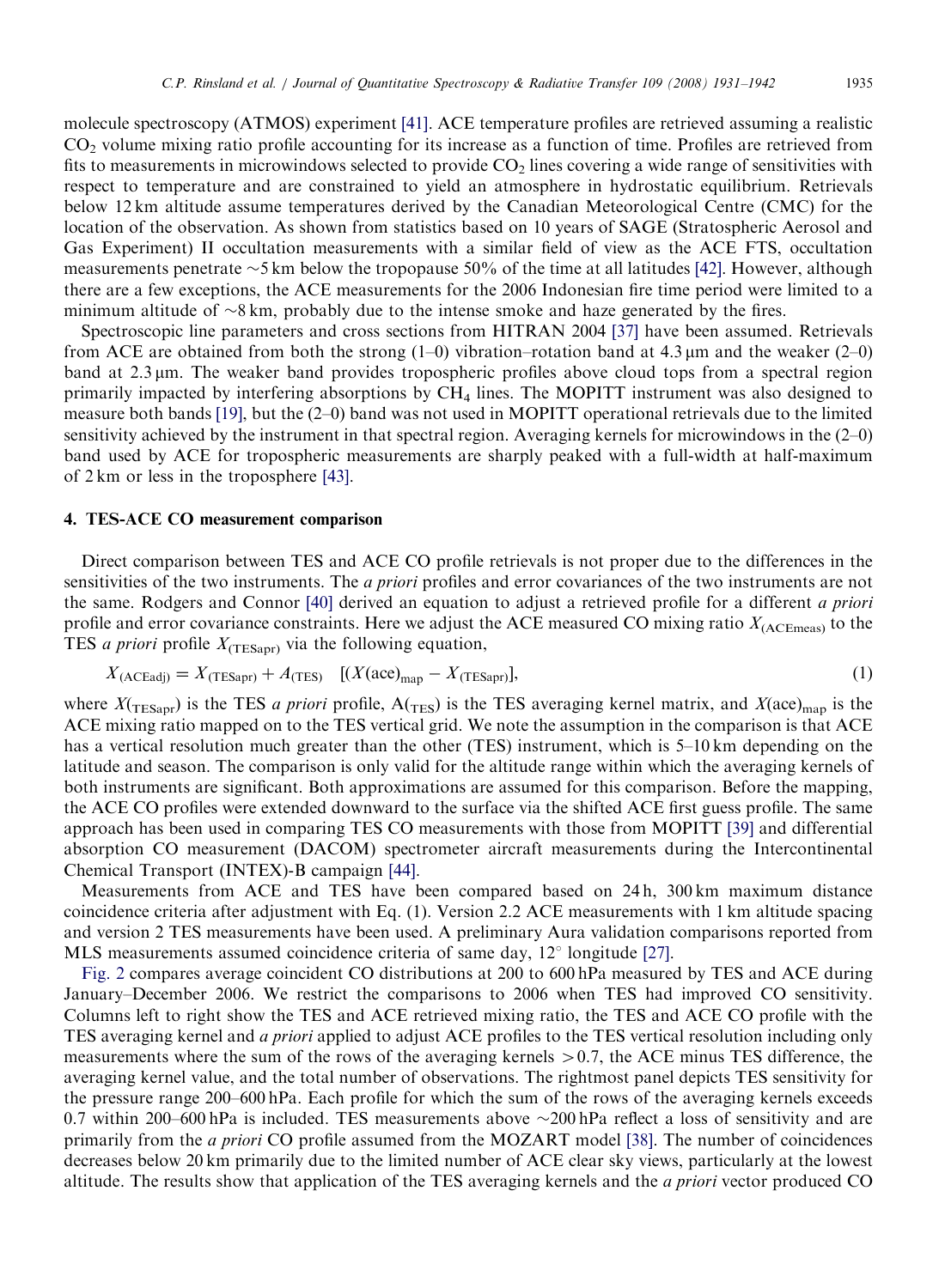molecule spectroscopy (ATMOS) experiment [41]. ACE temperature profiles are retrieved assuming a realistic $CO_2$ volume mixing ratio profile accounting for its increase as a function of time. Profiles are retrieved from fits to measurements in microwindows selected to provide $CO_2$ lines covering a wide range of sensitivities with respect to temperature and are constrained to yield an atmosphere in hydrostatic equilibrium. Retrievals below 12 km altitude assume temperatures derived by the Canadian Meteorological Centre (CMC) for the location of the observation. As shown from statistics based on 10 years of SAGE (Stratospheric Aerosol and Gas Experiment) II occultation measurements with a similar field of view as the ACE FTS, occultation measurements penetrate ~5 km below the tropopause 50% of the time at all latitudes [42]. However, although there are a few exceptions, the ACE measurements for the 2006 Indonesian fire time period were limited to a minimum altitude of ~8 km, probably due to the intense smoke and haze generated by the fires.

Spectroscopic line parameters and cross sections from HITRAN 2004 [37] have been assumed. Retrievals from ACE are obtained from both the strong (1–0) vibration–rotation band at 4.3 μm and the weaker (2–0) band at 2.3 μm. The weaker band provides tropospheric profiles above cloud tops from a spectral region primarily impacted by interfering absorptions by $CH_4$ lines. The MOPITT instrument was also designed to measure both bands [19], but the (2–0) band was not used in MOPITT operational retrievals due to the limited sensitivity achieved by the instrument in that spectral region. Averaging kernels for microwindows in the (2–0) band used by ACE for tropospheric measurements are sharply peaked with a full-width at half-maximum of 2 km or less in the troposphere [43].

## 4. TES-ACE CO measurement comparison

Direct comparison between TES and ACE CO profile retrievals is not proper due to the differences in the sensitivities of the two instruments. The *a priori* profiles and error covariances of the two instruments are not the same. Rodgers and Connor [40] derived an equation to adjust a retrieved profile for a different *a priori* profile and error covariance constraints. Here we adjust the ACE measured CO mixing ratio $X_{(\mathrm{ACEmeas})}$ to the TES *a priori* profile $X_{(\mathrm{TESapr})}$ via the following equation,

$$X_{(\mathrm{ACEadj})} = X_{(\mathrm{TESapr})} + A_{(\mathrm{TES})} \quad [(X(\mathrm{ace})_{\mathrm{map}} - X_{(\mathrm{TESapr})}], \tag{1}$$

where $X(_{\mathrm{TESapr}})$ is the TES *a priori* profile, $\mathrm{A}(_{\mathrm{TES}})$ is the TES averaging kernel matrix, and $X(\mathrm{ace})_{\mathrm{map}}$ is the ACE mixing ratio mapped on to the TES vertical grid. We note the assumption in the comparison is that ACE has a vertical resolution much greater than the other (TES) instrument, which is 5–10 km depending on the latitude and season. The comparison is only valid for the altitude range within which the averaging kernels of both instruments are significant. Both approximations are assumed for this comparison. Before the mapping, the ACE CO profiles were extended downward to the surface via the shifted ACE first guess profile. The same approach has been used in comparing TES CO measurements with those from MOPITT [39] and differential absorption CO measurement (DACOM) spectrometer aircraft measurements during the Intercontinental Chemical Transport (INTEX)-B campaign [44].

Measurements from ACE and TES have been compared based on 24 h, 300 km maximum distance coincidence criteria after adjustment with Eq. (1). Version 2.2 ACE measurements with 1 km altitude spacing and version 2 TES measurements have been used. A preliminary Aura validation comparisons reported from MLS measurements assumed coincidence criteria of same day, 12° longitude [27].

Fig. 2 compares average coincident CO distributions at 200 to 600 hPa measured by TES and ACE during January–December 2006. We restrict the comparisons to 2006 when TES had improved CO sensitivity. Columns left to right show the TES and ACE retrieved mixing ratio, the TES and ACE CO profile with the TES averaging kernel and *a priori* applied to adjust ACE profiles to the TES vertical resolution including only measurements where the sum of the rows of the averaging kernels >0.7, the ACE minus TES difference, the averaging kernel value, and the total number of observations. The rightmost panel depicts TES sensitivity for the pressure range 200–600 hPa. Each profile for which the sum of the rows of the averaging kernels exceeds 0.7 within 200–600 hPa is included. TES measurements above ~200 hPa reflect a loss of sensitivity and are primarily from the *a priori* CO profile assumed from the MOZART model [38]. The number of coincidences decreases below 20 km primarily due to the limited number of ACE clear sky views, particularly at the lowest altitude. The results show that application of the TES averaging kernels and the *a priori* vector produced CO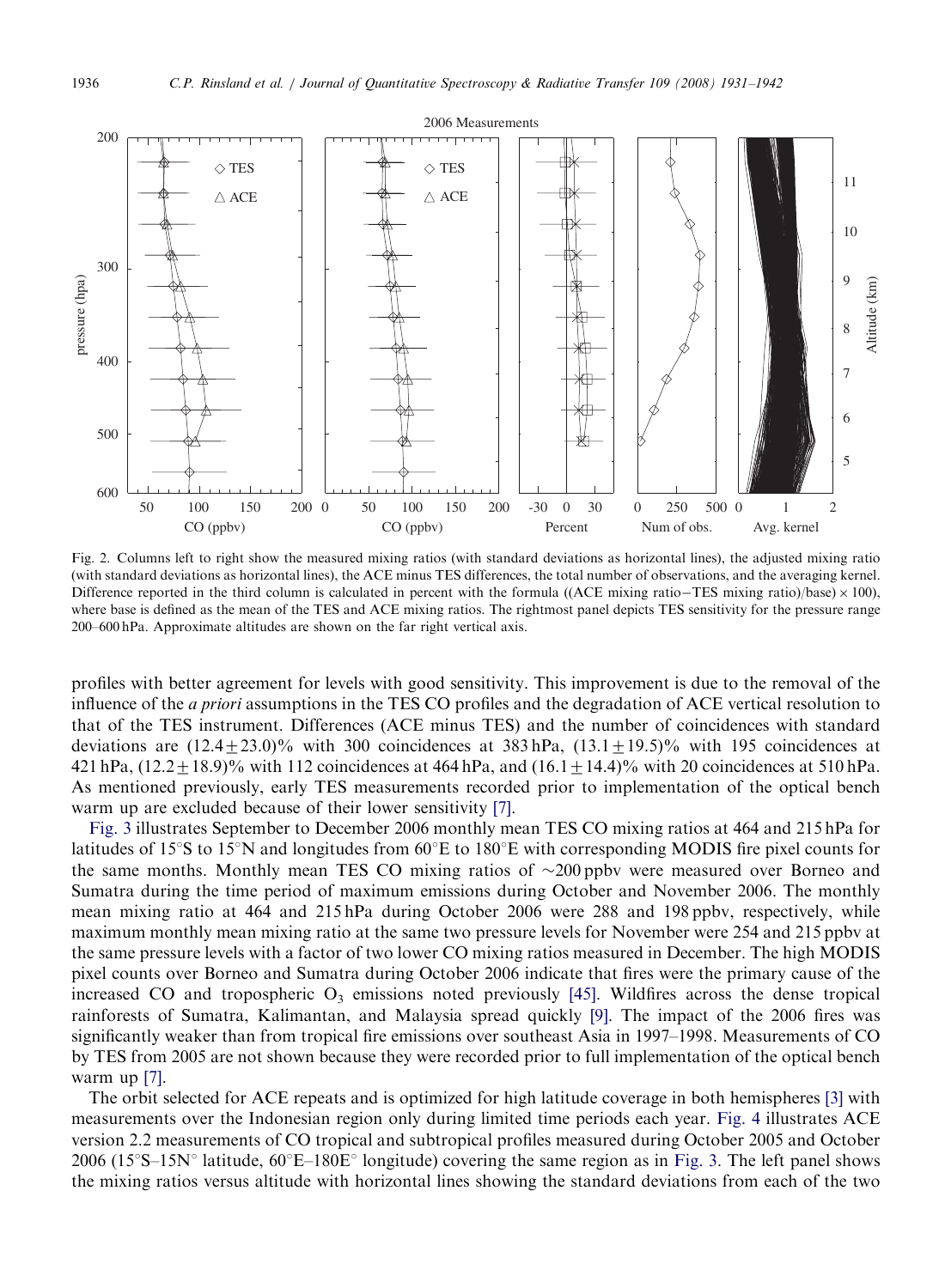Fig. 2. Columns left to right show the measured mixing ratios (with standard deviations as horizontal lines), the adjusted mixing ratio (with standard deviations as horizontal lines), the ACE minus TES differences, the total number of observations, and the averaging kernel. Difference reported in the third column is calculated in percent with the formula ((ACE mixing ratio−TES mixing ratio)/base) × 100), where base is defined as the mean of the TES and ACE mixing ratios. The rightmost panel depicts TES sensitivity for the pressure range 200–600 hPa. Approximate altitudes are shown on the far right vertical axis.

profiles with better agreement for levels with good sensitivity. This improvement is due to the removal of the influence of the *a priori* assumptions in the TES CO profiles and the degradation of ACE vertical resolution to that of the TES instrument. Differences (ACE minus TES) and the number of coincidences with standard deviations are $(12.4 \pm 23.0)\%$ with 300 coincidences at 383 hPa, $(13.1 \pm 19.5)\%$ with 195 coincidences at 421 hPa, $(12.2 \pm 18.9)\%$ with 112 coincidences at 464 hPa, and $(16.1 \pm 14.4)\%$ with 20 coincidences at 510 hPa. As mentioned previously, early TES measurements recorded prior to implementation of the optical bench warm up are excluded because of their lower sensitivity [7].

Fig. 3 illustrates September to December 2006 monthly mean TES CO mixing ratios at 464 and 215 hPa for latitudes of 15°S to 15°N and longitudes from 60°E to 180°E with corresponding MODIS fire pixel counts for the same months. Monthly mean TES CO mixing ratios of ~200 ppbv were measured over Borneo and Sumatra during the time period of maximum emissions during October and November 2006. The monthly mean mixing ratio at 464 and 215 hPa during October 2006 were 288 and 198 ppbv, respectively, while maximum monthly mean mixing ratio at the same two pressure levels for November were 254 and 215 ppbv at the same pressure levels with a factor of two lower CO mixing ratios measured in December. The high MODIS pixel counts over Borneo and Sumatra during October 2006 indicate that fires were the primary cause of the increased CO and tropospheric $O_3$ emissions noted previously [45]. Wildfires across the dense tropical rainforests of Sumatra, Kalimantan, and Malaysia spread quickly [9]. The impact of the 2006 fires was significantly weaker than from tropical fire emissions over southeast Asia in 1997–1998. Measurements of CO by TES from 2005 are not shown because they were recorded prior to full implementation of the optical bench warm up [7].

The orbit selected for ACE repeats and is optimized for high latitude coverage in both hemispheres [3] with measurements over the Indonesian region only during limited time periods each year. Fig. 4 illustrates ACE version 2.2 measurements of CO tropical and subtropical profiles measured during October 2005 and October 2006 (15°S–15N° latitude, 60°E–180E° longitude) covering the same region as in Fig. 3. The left panel shows the mixing ratios versus altitude with horizontal lines showing the standard deviations from each of the two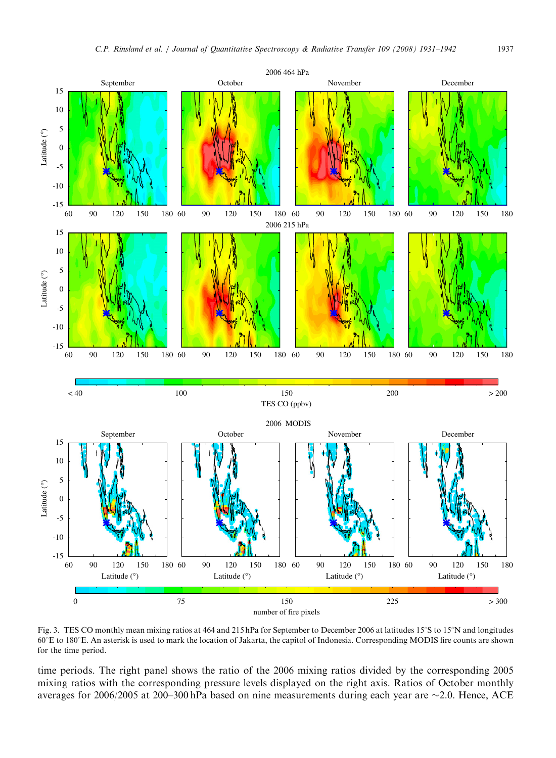Fig. 3. TES CO monthly mean mixing ratios at 464 and 215 hPa for September to December 2006 at latitudes 15°S to 15°N and longitudes 60°E to 180°E. An asterisk is used to mark the location of Jakarta, the capitol of Indonesia. Corresponding MODIS fire counts are shown for the time period.

time periods. The right panel shows the ratio of the 2006 mixing ratios divided by the corresponding 2005 mixing ratios with the corresponding pressure levels displayed on the right axis. Ratios of October monthly averages for 2006/2005 at 200–300 hPa based on nine measurements during each year are ~2.0. Hence, ACE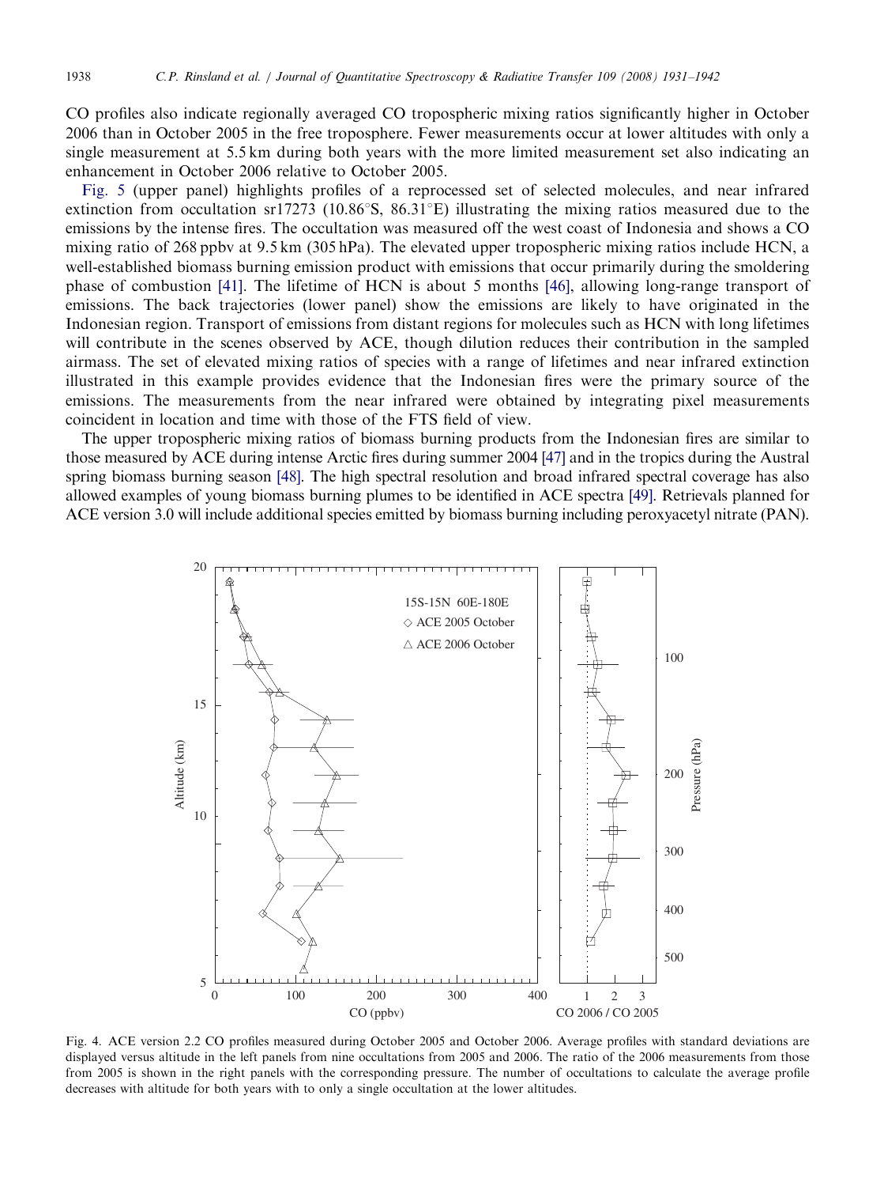CO profiles also indicate regionally averaged CO tropospheric mixing ratios significantly higher in October 2006 than in October 2005 in the free troposphere. Fewer measurements occur at lower altitudes with only a single measurement at 5.5 km during both years with the more limited measurement set also indicating an enhancement in October 2006 relative to October 2005.

Fig. 5 (upper panel) highlights profiles of a reprocessed set of selected molecules, and near infrared extinction from occultation sr17273 (10.86°S, 86.31°E) illustrating the mixing ratios measured due to the emissions by the intense fires. The occultation was measured off the west coast of Indonesia and shows a CO mixing ratio of 268 ppbv at 9.5 km (305 hPa). The elevated upper tropospheric mixing ratios include HCN, a well-established biomass burning emission product with emissions that occur primarily during the smoldering phase of combustion [41]. The lifetime of HCN is about 5 months [46], allowing long-range transport of emissions. The back trajectories (lower panel) show the emissions are likely to have originated in the Indonesian region. Transport of emissions from distant regions for molecules such as HCN with long lifetimes will contribute in the scenes observed by ACE, though dilution reduces their contribution in the sampled airmass. The set of elevated mixing ratios of species with a range of lifetimes and near infrared extinction illustrated in this example provides evidence that the Indonesian fires were the primary source of the emissions. The measurements from the near infrared were obtained by integrating pixel measurements coincident in location and time with those of the FTS field of view.

The upper tropospheric mixing ratios of biomass burning products from the Indonesian fires are similar to those measured by ACE during intense Arctic fires during summer 2004 [47] and in the tropics during the Austral spring biomass burning season [48]. The high spectral resolution and broad infrared spectral coverage has also allowed examples of young biomass burning plumes to be identified in ACE spectra [49]. Retrievals planned for ACE version 3.0 will include additional species emitted by biomass burning including peroxyacetyl nitrate (PAN).

Fig. 4. ACE version 2.2 CO profiles measured during October 2005 and October 2006. Average profiles with standard deviations are displayed versus altitude in the left panels from nine occultations from 2005 and 2006. The ratio of the 2006 measurements from those from 2005 is shown in the right panels with the corresponding pressure. The number of occultations to calculate the average profile decreases with altitude for both years with to only a single occultation at the lower altitudes.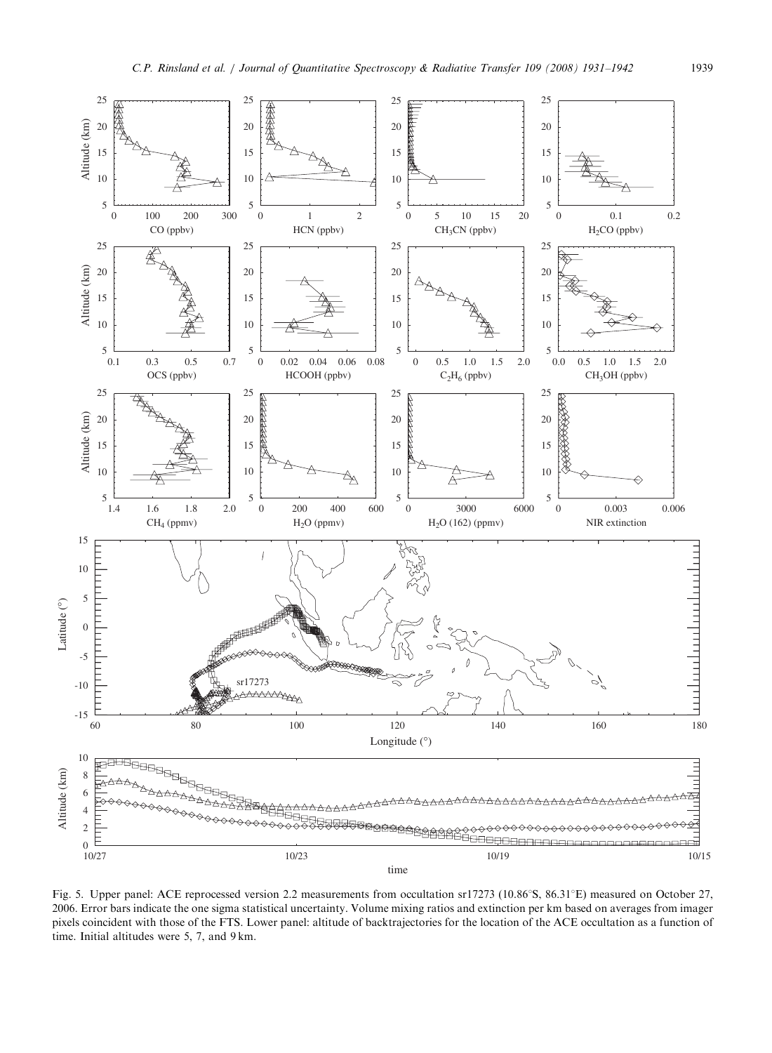Fig. 5. Upper panel: ACE reprocessed version 2.2 measurements from occultation sr17273 (10.86°S, 86.31°E) measured on October 27, 2006. Error bars indicate the one sigma statistical uncertainty. Volume mixing ratios and extinction per km based on averages from imager pixels coincident with those of the FTS. Lower panel: altitude of backtrajectories for the location of the ACE occultation as a function of time. Initial altitudes were 5, 7, and 9 km.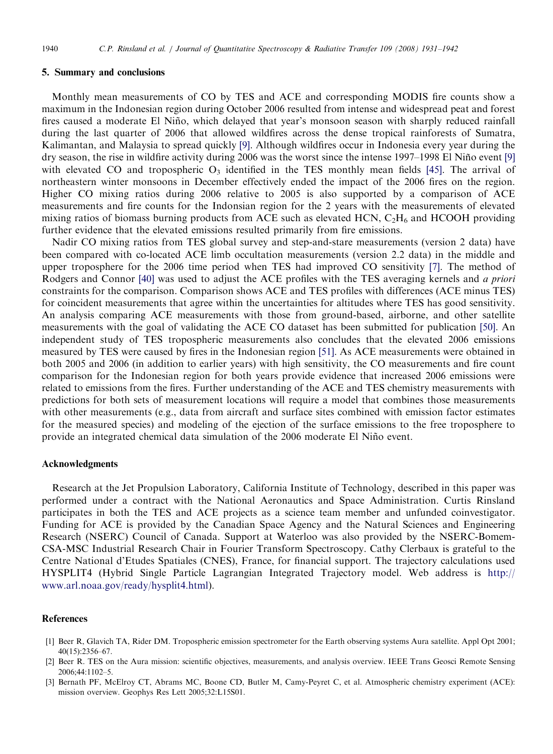## 5. Summary and conclusions

Monthly mean measurements of CO by TES and ACE and corresponding MODIS fire counts show a maximum in the Indonesian region during October 2006 resulted from intense and widespread peat and forest fires caused a moderate El Niño, which delayed that year's monsoon season with sharply reduced rainfall during the last quarter of 2006 that allowed wildfires across the dense tropical rainforests of Sumatra, Kalimantan, and Malaysia to spread quickly [9]. Although wildfires occur in Indonesia every year during the dry season, the rise in wildfire activity during 2006 was the worst since the intense 1997–1998 El Niño event [9] with elevated CO and tropospheric $O_3$ identified in the TES monthly mean fields [45]. The arrival of northeastern winter monsoons in December effectively ended the impact of the 2006 fires on the region. Higher CO mixing ratios during 2006 relative to 2005 is also supported by a comparison of ACE measurements and fire counts for the Indonsian region for the 2 years with the measurements of elevated mixing ratios of biomass burning products from ACE such as elevated HCN, $C_2H_6$ and HCOOH providing further evidence that the elevated emissions resulted primarily from fire emissions.

Nadir CO mixing ratios from TES global survey and step-and-stare measurements (version 2 data) have been compared with co-located ACE limb occultation measurements (version 2.2 data) in the middle and upper troposphere for the 2006 time period when TES had improved CO sensitivity [7]. The method of Rodgers and Connor [40] was used to adjust the ACE profiles with the TES averaging kernels and *a priori* constraints for the comparison. Comparison shows ACE and TES profiles with differences (ACE minus TES) for coincident measurements that agree within the uncertainties for altitudes where TES has good sensitivity. An analysis comparing ACE measurements with those from ground-based, airborne, and other satellite measurements with the goal of validating the ACE CO dataset has been submitted for publication [50]. An independent study of TES tropospheric measurements also concludes that the elevated 2006 emissions measured by TES were caused by fires in the Indonesian region [51]. As ACE measurements were obtained in both 2005 and 2006 (in addition to earlier years) with high sensitivity, the CO measurements and fire count comparison for the Indonesian region for both years provide evidence that increased 2006 emissions were related to emissions from the fires. Further understanding of the ACE and TES chemistry measurements with predictions for both sets of measurement locations will require a model that combines those measurements with other measurements (e.g., data from aircraft and surface sites combined with emission factor estimates for the measured species) and modeling of the ejection of the surface emissions to the free troposphere to provide an integrated chemical data simulation of the 2006 moderate El Niño event.

## Acknowledgments

Research at the Jet Propulsion Laboratory, California Institute of Technology, described in this paper was performed under a contract with the National Aeronautics and Space Administration. Curtis Rinsland participates in both the TES and ACE projects as a science team member and unfunded coinvestigator. Funding for ACE is provided by the Canadian Space Agency and the Natural Sciences and Engineering Research (NSERC) Council of Canada. Support at Waterloo was also provided by the NSERC-Bomem-CSA-MSC Industrial Research Chair in Fourier Transform Spectroscopy. Cathy Clerbaux is grateful to the Centre National d'Etudes Spatiales (CNES), France, for financial support. The trajectory calculations used HYSPLIT4 (Hybrid Single Particle Lagrangian Integrated Trajectory model. Web address is http://www.arl.noaa.gov/ready/hysplit4.html).

## References

[1] Beer R, Glavich TA, Rider DM. Tropospheric emission spectrometer for the Earth observing systems Aura satellite. Appl Opt 2001; 40(15):2356–67.

[2] Beer R. TES on the Aura mission: scientific objectives, measurements, and analysis overview. IEEE Trans Geosci Remote Sensing 2006;44:1102–5.

[3] Bernath PF, McElroy CT, Abrams MC, Boone CD, Butler M, Camy-Peyret C, et al. Atmospheric chemistry experiment (ACE): mission overview. Geophys Res Lett 2005;32:L15S01.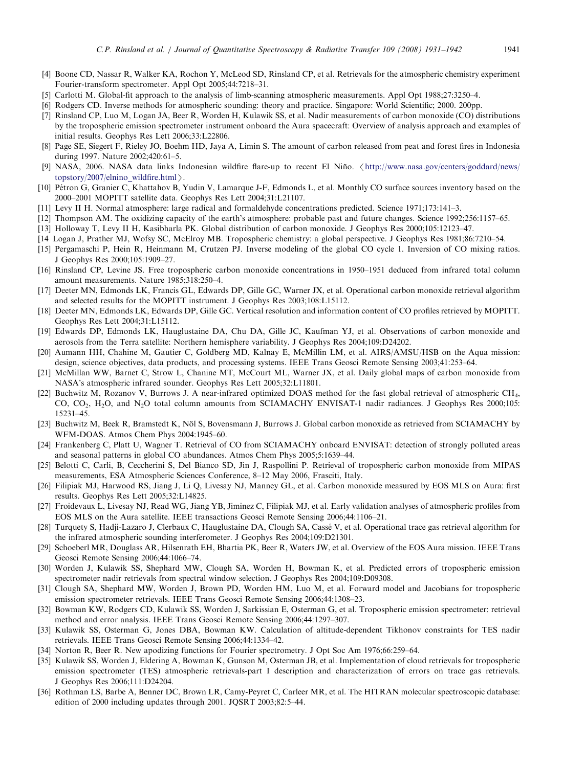[4] Boone CD, Nassar R, Walker KA, Rochon Y, McLeod SD, Rinsland CP, et al. Retrievals for the atmospheric chemistry experiment Fourier-transform spectrometer. Appl Opt 2005;44:7218–31.

[5] Carlotti M. Global-fit approach to the analysis of limb-scanning atmospheric measurements. Appl Opt 1988;27:3250–4.

[6] Rodgers CD. Inverse methods for atmospheric sounding: theory and practice. Singapore: World Scientific; 2000. 200pp.

[7] Rinsland CP, Luo M, Logan JA, Beer R, Worden H, Kulawik SS, et al. Nadir measurements of carbon monoxide (CO) distributions by the tropospheric emission spectrometer instrument onboard the Aura spacecraft: Overview of analysis approach and examples of initial results. Geophys Res Lett 2006;33:L22806.

[8] Page SE, Siegert F, Rieley JO, Boehm HD, Jaya A, Limin S. The amount of carbon released from peat and forest fires in Indonesia during 1997. Nature 2002;420:61–5.

[9] NASA, 2006. NASA data links Indonesian wildfire flare-up to recent El Niño. ⟨http://www.nasa.gov/centers/goddard/news/topstory/2007/elnino_wildfire.html⟩.

[10] Pétron G, Granier C, Khattahov B, Yudin V, Lamarque J-F, Edmonds L, et al. Monthly CO surface sources inventory based on the 2000–2001 MOPITT satellite data. Geophys Res Lett 2004;31:L21107.

[11] Levy II H. Normal atmosphere: large radical and formaldehyde concentrations predicted. Science 1971;173:141–3.

[12] Thompson AM. The oxidizing capacity of the earth's atmosphere: probable past and future changes. Science 1992;256:1157–65.

[13] Holloway T, Levy II H, Kasibharla PK. Global distribution of carbon monoxide. J Geophys Res 2000;105:12123–47.

[14 Logan J, Prather MJ, Wofsy SC, McElroy MB. Tropospheric chemistry: a global perspective. J Geophys Res 1981;86:7210–54.

[15] Pergamaschi P, Hein R, Heinmann M, Crutzen PJ. Inverse modeling of the global CO cycle 1. Inversion of CO mixing ratios. J Geophys Res 2000;105:1909–27.

[16] Rinsland CP, Levine JS. Free tropospheric carbon monoxide concentrations in 1950–1951 deduced from infrared total column amount measurements. Nature 1985;318:250–4.

[17] Deeter MN, Edmonds LK, Francis GL, Edwards DP, Gille GC, Warner JX, et al. Operational carbon monoxide retrieval algorithm and selected results for the MOPITT instrument. J Geophys Res 2003;108:L15112.

[18] Deeter MN, Edmonds LK, Edwards DP, Gille GC. Vertical resolution and information content of CO profiles retrieved by MOPITT. Geophys Res Lett 2004;31:L15112.

[19] Edwards DP, Edmonds LK, Hauglustaine DA, Chu DA, Gille JC, Kaufman YJ, et al. Observations of carbon monoxide and aerosols from the Terra satellite: Northern hemisphere variability. J Geophys Res 2004;109:D24202.

[20] Aumann HH, Chahine M, Gautier C, Goldberg MD, Kalnay E, McMillin LM, et al. AIRS/AMSU/HSB on the Aqua mission: design, science objectives, data products, and processing systems. IEEE Trans Geosci Remote Sensing 2003;41:253–64.

[21] McMillan WW, Barnet C, Strow L, Chanine MT, McCourt ML, Warner JX, et al. Daily global maps of carbon monoxide from NASA's atmospheric infrared sounder. Geophys Res Lett 2005;32:L11801.

[22] Buchwitz M, Rozanov V, Burrows J. A near-infrared optimized DOAS method for the fast global retrieval of atmospheric $CH_4$, CO, $CO_2$, $H_2O$, and $N_2O$ total column amounts from SCIAMACHY ENVISAT-1 nadir radiances. J Geophys Res 2000;105: 15231–45.

[23] Buchwitz M, Beek R, Bramstedt K, Nöl S, Bovensmann J, Burrows J. Global carbon monoxide as retrieved from SCIAMACHY by WFM-DOAS. Atmos Chem Phys 2004:1945–60.

[24] Frankenberg C, Platt U, Wagner T. Retrieval of CO from SCIAMACHY onboard ENVISAT: detection of strongly polluted areas and seasonal patterns in global CO abundances. Atmos Chem Phys 2005;5:1639–44.

[25] Belotti C, Carli, B, Ceccherini S, Del Bianco SD, Jin J, Raspollini P. Retrieval of tropospheric carbon monoxide from MIPAS measurements, ESA Atmospheric Sciences Conference, 8–12 May 2006, Frasciti, Italy.

[26] Filipiak MJ, Harwood RS, Jiang J, Li Q, Livesay NJ, Manney GL, et al. Carbon monoxide measured by EOS MLS on Aura: first results. Geophys Res Lett 2005;32:L14825.

[27] Froidevaux L, Livesay NJ, Read WG, Jiang YB, Jiminez C, Filipiak MJ, et al. Early validation analyses of atmospheric profiles from EOS MLS on the Aura satellite. IEEE transactions Geosci Remote Sensing 2006;44:1106–21.

[28] Turquety S, Hadji-Lazaro J, Clerbaux C, Hauglustaine DA, Clough SA, Cassé V, et al. Operational trace gas retrieval algorithm for the infrared atmospheric sounding interferometer. J Geophys Res 2004;109:D21301.

[29] Schoeberl MR, Douglass AR, Hilsenrath EH, Bhartia PK, Beer R, Waters JW, et al. Overview of the EOS Aura mission. IEEE Trans Geosci Remote Sensing 2006;44:1066–74.

[30] Worden J, Kulawik SS, Shephard MW, Clough SA, Worden H, Bowman K, et al. Predicted errors of tropospheric emission spectrometer nadir retrievals from spectral window selection. J Geophys Res 2004;109:D09308.

[31] Clough SA, Shephard MW, Worden J, Brown PD, Worden HM, Luo M, et al. Forward model and Jacobians for tropospheric emission spectrometer retrievals. IEEE Trans Geosci Remote Sensing 2006;44:1308–23.

[32] Bowman KW, Rodgers CD, Kulawik SS, Worden J, Sarkissian E, Osterman G, et al. Tropospheric emission spectrometer: retrieval method and error analysis. IEEE Trans Geosci Remote Sensing 2006;44:1297–307.

[33] Kulawik SS, Osterman G, Jones DBA, Bowman KW. Calculation of altitude-dependent Tikhonov constraints for TES nadir retrievals. IEEE Trans Geosci Remote Sensing 2006;44:1334–42.

[34] Norton R, Beer R. New apodizing functions for Fourier spectrometry. J Opt Soc Am 1976;66:259–64.

[35] Kulawik SS, Worden J, Eldering A, Bowman K, Gunson M, Osterman JB, et al. Implementation of cloud retrievals for tropospheric emission spectrometer (TES) atmospheric retrievals-part I description and characterization of errors on trace gas retrievals. J Geophys Res 2006;111:D24204.

[36] Rothman LS, Barbe A, Benner DC, Brown LR, Camy-Peyret C, Carleer MR, et al. The HITRAN molecular spectroscopic database: edition of 2000 including updates through 2001. JQSRT 2003;82:5–44.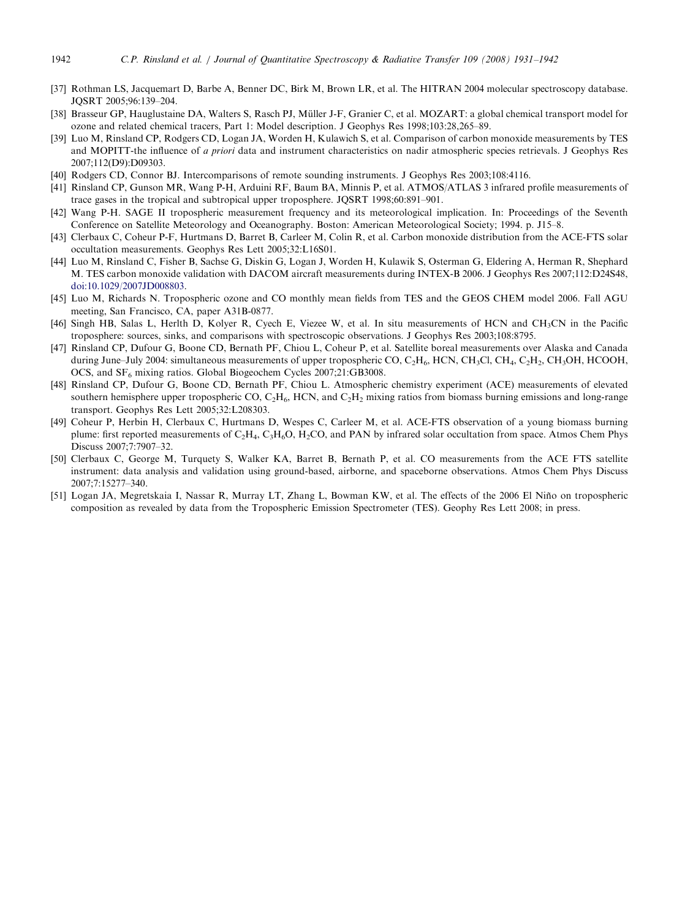[37] Rothman LS, Jacquemart D, Barbe A, Benner DC, Birk M, Brown LR, et al. The HITRAN 2004 molecular spectroscopy database. JQSRT 2005;96:139–204.

[38] Brasseur GP, Hauglustaine DA, Walters S, Rasch PJ, Müller J-F, Granier C, et al. MOZART: a global chemical transport model for ozone and related chemical tracers, Part 1: Model description. J Geophys Res 1998;103:28,265–89.

[39] Luo M, Rinsland CP, Rodgers CD, Logan JA, Worden H, Kulawich S, et al. Comparison of carbon monoxide measurements by TES and MOPITT-the influence of *a priori* data and instrument characteristics on nadir atmospheric species retrievals. J Geophys Res 2007;112(D9):D09303.

[40] Rodgers CD, Connor BJ. Intercomparisons of remote sounding instruments. J Geophys Res 2003;108:4116.

[41] Rinsland CP, Gunson MR, Wang P-H, Arduini RF, Baum BA, Minnis P, et al. ATMOS/ATLAS 3 infrared profile measurements of trace gases in the tropical and subtropical upper troposphere. JQSRT 1998;60:891–901.

[42] Wang P-H. SAGE II tropospheric measurement frequency and its meteorological implication. In: Proceedings of the Seventh Conference on Satellite Meteorology and Oceanography. Boston: American Meteorological Society; 1994. p. J15–8.

[43] Clerbaux C, Coheur P-F, Hurtmans D, Barret B, Carleer M, Colin R, et al. Carbon monoxide distribution from the ACE-FTS solar occultation measurements. Geophys Res Lett 2005;32:L16S01.

[44] Luo M, Rinsland C, Fisher B, Sachse G, Diskin G, Logan J, Worden H, Kulawik S, Osterman G, Eldering A, Herman R, Shephard M. TES carbon monoxide validation with DACOM aircraft measurements during INTEX-B 2006. J Geophys Res 2007;112:D24S48, doi:10.1029/2007JD008803.

[45] Luo M, Richards N. Tropospheric ozone and CO monthly mean fields from TES and the GEOS CHEM model 2006. Fall AGU meeting, San Francisco, CA, paper A31B-0877.

[46] Singh HB, Salas L, Herlth D, Kolyer R, Cyech E, Viezee W, et al. In situ measurements of HCN and $CH_3CN$ in the Pacific troposphere: sources, sinks, and comparisons with spectroscopic observations. J Geophys Res 2003;108:8795.

[47] Rinsland CP, Dufour G, Boone CD, Bernath PF, Chiou L, Coheur P, et al. Satellite boreal measurements over Alaska and Canada during June–July 2004: simultaneous measurements of upper tropospheric CO, $C_2H_6$, HCN, $CH_3Cl$, $CH_4$, $C_2H_2$, $CH_3OH$, HCOOH, OCS, and $SF_6$ mixing ratios. Global Biogeochem Cycles 2007;21:GB3008.

[48] Rinsland CP, Dufour G, Boone CD, Bernath PF, Chiou L. Atmospheric chemistry experiment (ACE) measurements of elevated southern hemisphere upper tropospheric CO, $C_2H_6$, HCN, and $C_2H_2$ mixing ratios from biomass burning emissions and long-range transport. Geophys Res Lett 2005;32:L208303.

[49] Coheur P, Herbin H, Clerbaux C, Hurtmans D, Wespes C, Carleer M, et al. ACE-FTS observation of a young biomass burning plume: first reported measurements of $C_2H_4$, $C_3H_6O$, $H_2CO$, and PAN by infrared solar occultation from space. Atmos Chem Phys Discuss 2007;7:7907–32.

[50] Clerbaux C, George M, Turquety S, Walker KA, Barret B, Bernath P, et al. CO measurements from the ACE FTS satellite instrument: data analysis and validation using ground-based, airborne, and spaceborne observations. Atmos Chem Phys Discuss 2007;7:15277–340.

[51] Logan JA, Megretskaia I, Nassar R, Murray LT, Zhang L, Bowman KW, et al. The effects of the 2006 El Niño on tropospheric composition as revealed by data from the Tropospheric Emission Spectrometer (TES). Geophy Res Lett 2008; in press.